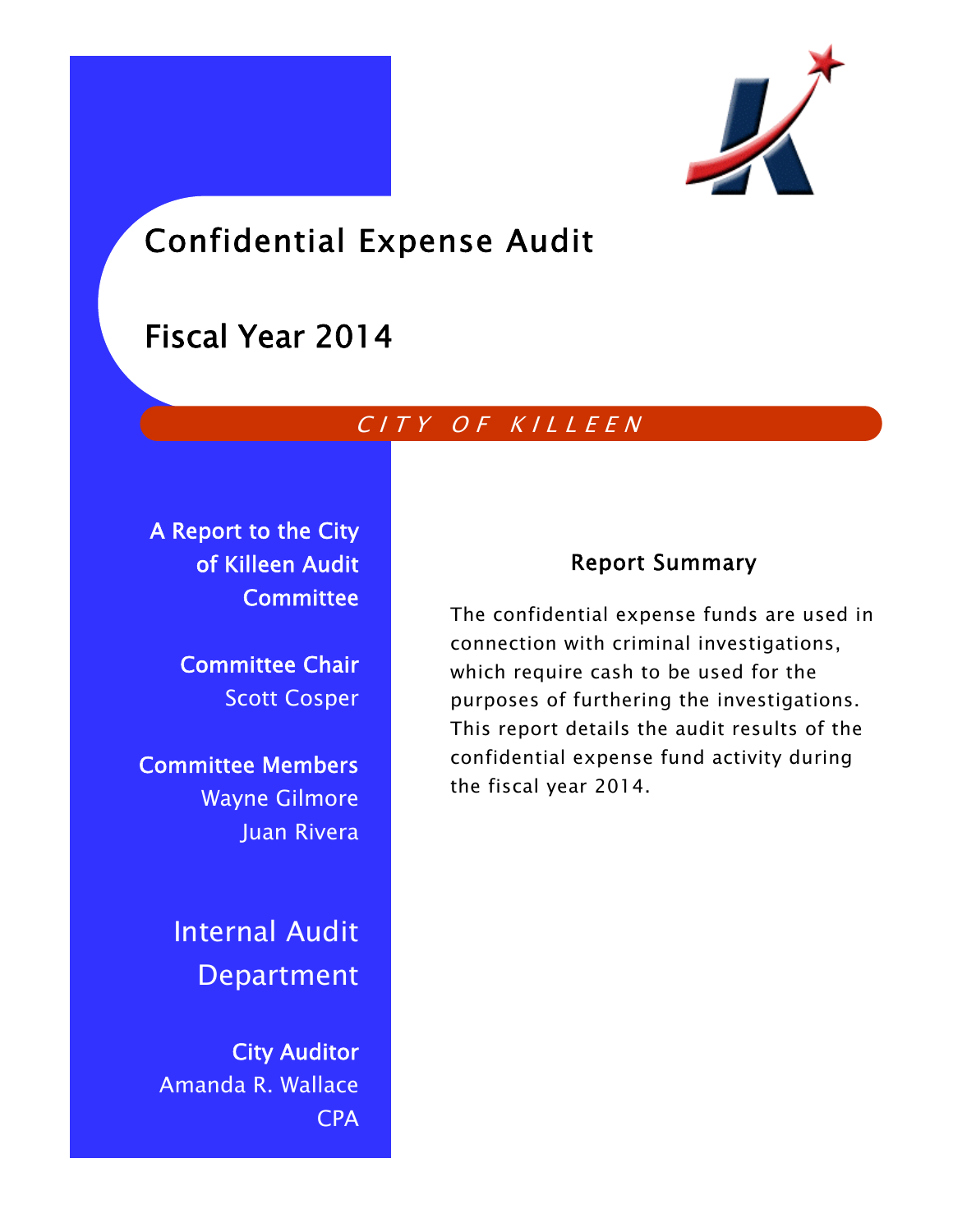# Confidential Expense Audit

# Fiscal Year 2014

*CITY OF KILLEEN*

**A Report to the City of Killeen Audit Committee**

**Committee Chair**
Scott Cosper

**Committee Members**
Wayne Gilmore
Juan Rivera

## Internal Audit Department

**City Auditor**
Amanda R. Wallace
CPA

### Report Summary

The confidential expense funds are used in connection with criminal investigations, which require cash to be used for the purposes of furthering the investigations. This report details the audit results of the confidential expense fund activity during the fiscal year 2014.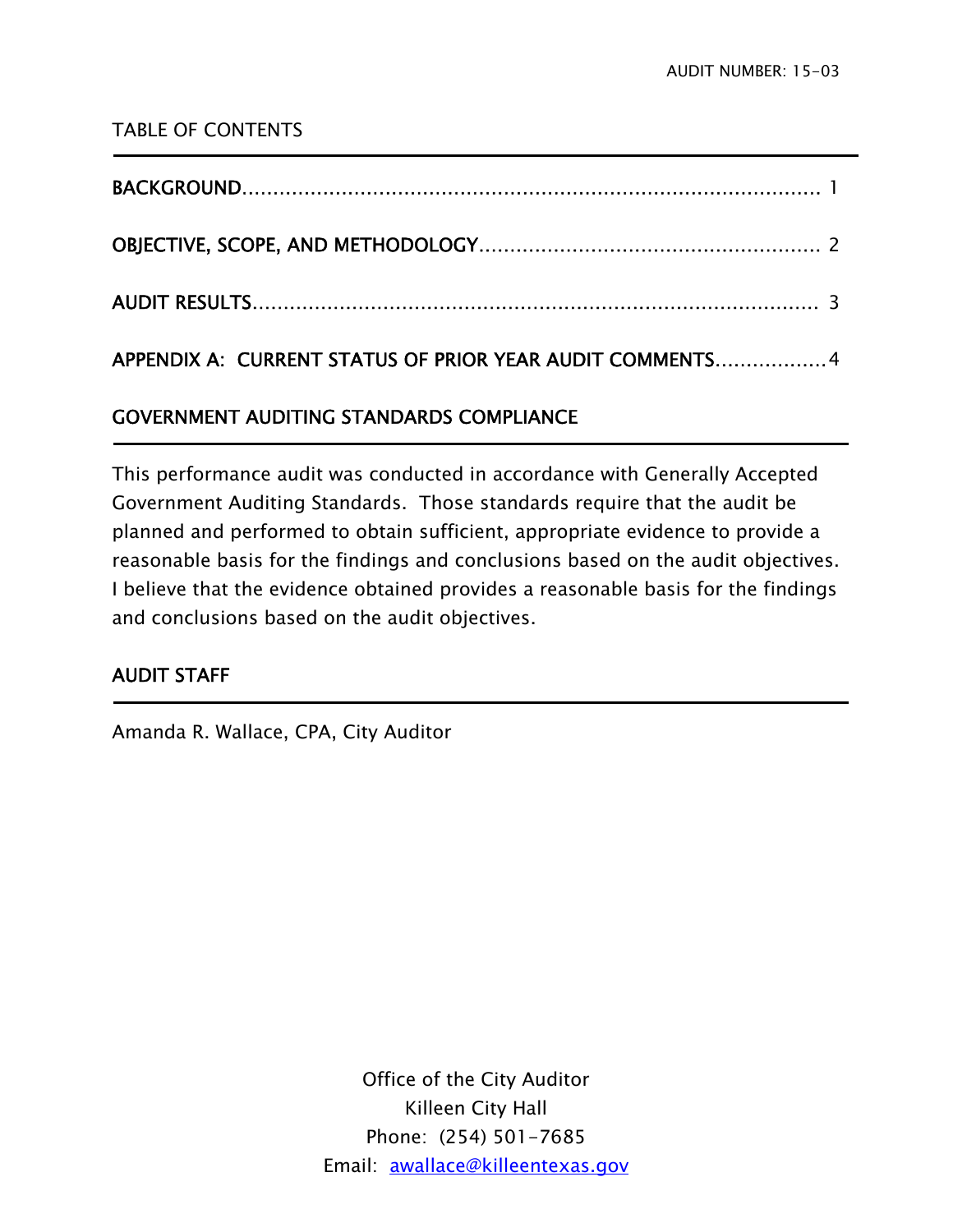AUDIT NUMBER: 15-03

## TABLE OF CONTENTS

BACKGROUND ........................................................................................ 1

OBJECTIVE, SCOPE, AND METHODOLOGY ...................................................... 2

AUDIT RESULTS ........................................................................................ 3

APPENDIX A: CURRENT STATUS OF PRIOR YEAR AUDIT COMMENTS ..................4

## GOVERNMENT AUDITING STANDARDS COMPLIANCE

This performance audit was conducted in accordance with Generally Accepted Government Auditing Standards. Those standards require that the audit be planned and performed to obtain sufficient, appropriate evidence to provide a reasonable basis for the findings and conclusions based on the audit objectives. I believe that the evidence obtained provides a reasonable basis for the findings and conclusions based on the audit objectives.

## AUDIT STAFF

Amanda R. Wallace, CPA, City Auditor

Office of the City Auditor
Killeen City Hall
Phone: (254) 501-7685
Email: awallace@killeentexas.gov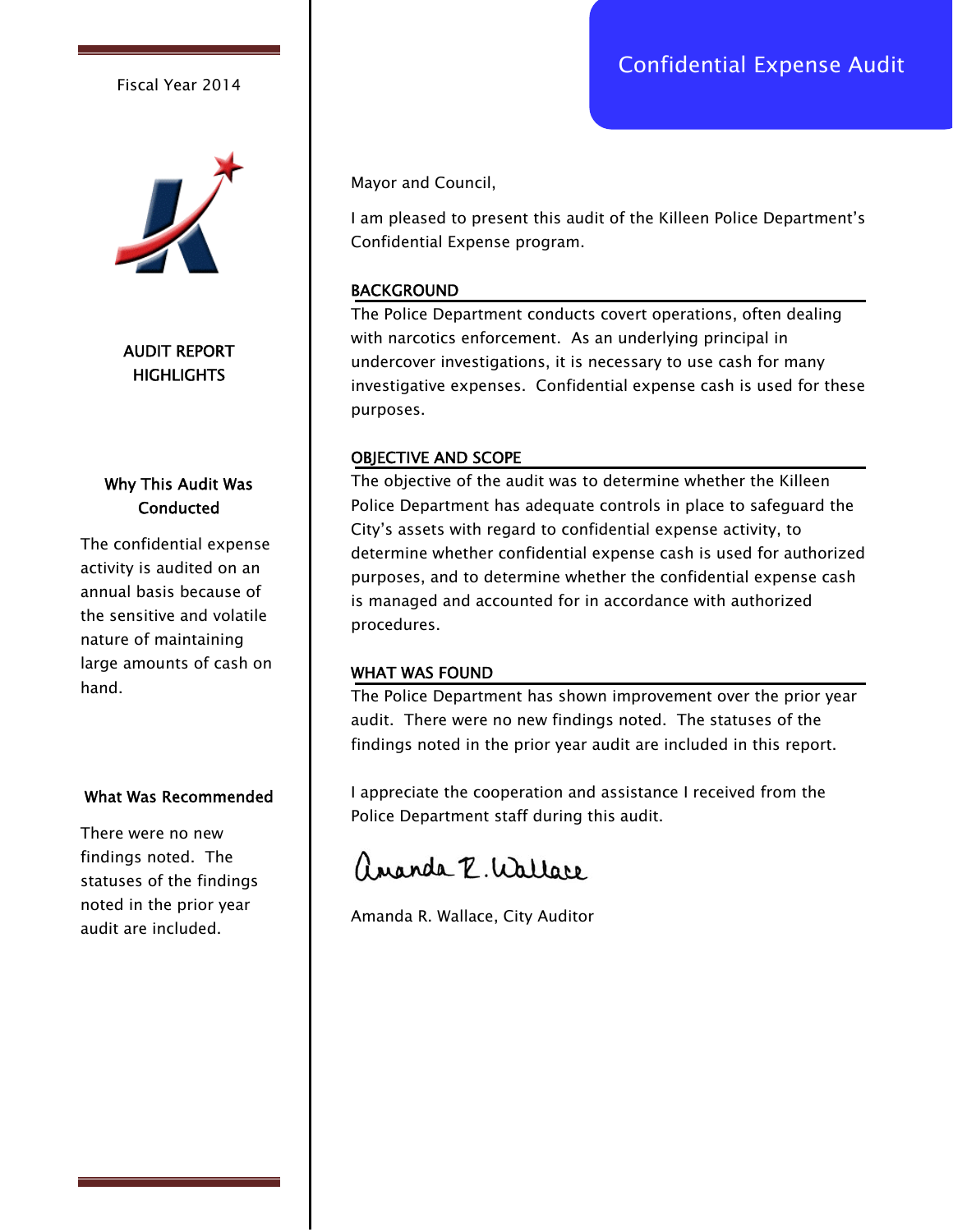# Confidential Expense Audit

Fiscal Year 2014

## AUDIT REPORT HIGHLIGHTS

### Why This Audit Was Conducted

The confidential expense activity is audited on an annual basis because of the sensitive and volatile nature of maintaining large amounts of cash on hand.

### What Was Recommended

There were no new findings noted. The statuses of the findings noted in the prior year audit are included.

---

Mayor and Council,

I am pleased to present this audit of the Killeen Police Department's Confidential Expense program.

### BACKGROUND

The Police Department conducts covert operations, often dealing with narcotics enforcement. As an underlying principal in undercover investigations, it is necessary to use cash for many investigative expenses. Confidential expense cash is used for these purposes.

### OBJECTIVE AND SCOPE

The objective of the audit was to determine whether the Killeen Police Department has adequate controls in place to safeguard the City's assets with regard to confidential expense activity, to determine whether confidential expense cash is used for authorized purposes, and to determine whether the confidential expense cash is managed and accounted for in accordance with authorized procedures.

### WHAT WAS FOUND

The Police Department has shown improvement over the prior year audit. There were no new findings noted. The statuses of the findings noted in the prior year audit are included in this report.

I appreciate the cooperation and assistance I received from the Police Department staff during this audit.

*Amanda R. Wallace*

Amanda R. Wallace, City Auditor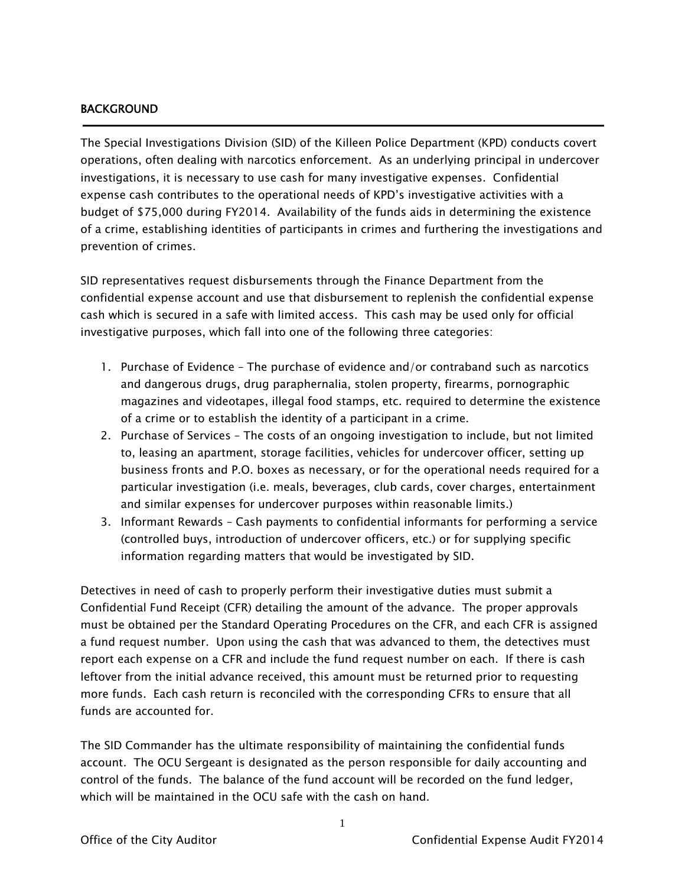## BACKGROUND

The Special Investigations Division (SID) of the Killeen Police Department (KPD) conducts covert operations, often dealing with narcotics enforcement. As an underlying principal in undercover investigations, it is necessary to use cash for many investigative expenses. Confidential expense cash contributes to the operational needs of KPD's investigative activities with a budget of $75,000 during FY2014. Availability of the funds aids in determining the existence of a crime, establishing identities of participants in crimes and furthering the investigations and prevention of crimes.

SID representatives request disbursements through the Finance Department from the confidential expense account and use that disbursement to replenish the confidential expense cash which is secured in a safe with limited access. This cash may be used only for official investigative purposes, which fall into one of the following three categories:

1. Purchase of Evidence – The purchase of evidence and/or contraband such as narcotics and dangerous drugs, drug paraphernalia, stolen property, firearms, pornographic magazines and videotapes, illegal food stamps, etc. required to determine the existence of a crime or to establish the identity of a participant in a crime.
2. Purchase of Services – The costs of an ongoing investigation to include, but not limited to, leasing an apartment, storage facilities, vehicles for undercover officer, setting up business fronts and P.O. boxes as necessary, or for the operational needs required for a particular investigation (i.e. meals, beverages, club cards, cover charges, entertainment and similar expenses for undercover purposes within reasonable limits.)
3. Informant Rewards – Cash payments to confidential informants for performing a service (controlled buys, introduction of undercover officers, etc.) or for supplying specific information regarding matters that would be investigated by SID.

Detectives in need of cash to properly perform their investigative duties must submit a Confidential Fund Receipt (CFR) detailing the amount of the advance. The proper approvals must be obtained per the Standard Operating Procedures on the CFR, and each CFR is assigned a fund request number. Upon using the cash that was advanced to them, the detectives must report each expense on a CFR and include the fund request number on each. If there is cash leftover from the initial advance received, this amount must be returned prior to requesting more funds. Each cash return is reconciled with the corresponding CFRs to ensure that all funds are accounted for.

The SID Commander has the ultimate responsibility of maintaining the confidential funds account. The OCU Sergeant is designated as the person responsible for daily accounting and control of the funds. The balance of the fund account will be recorded on the fund ledger, which will be maintained in the OCU safe with the cash on hand.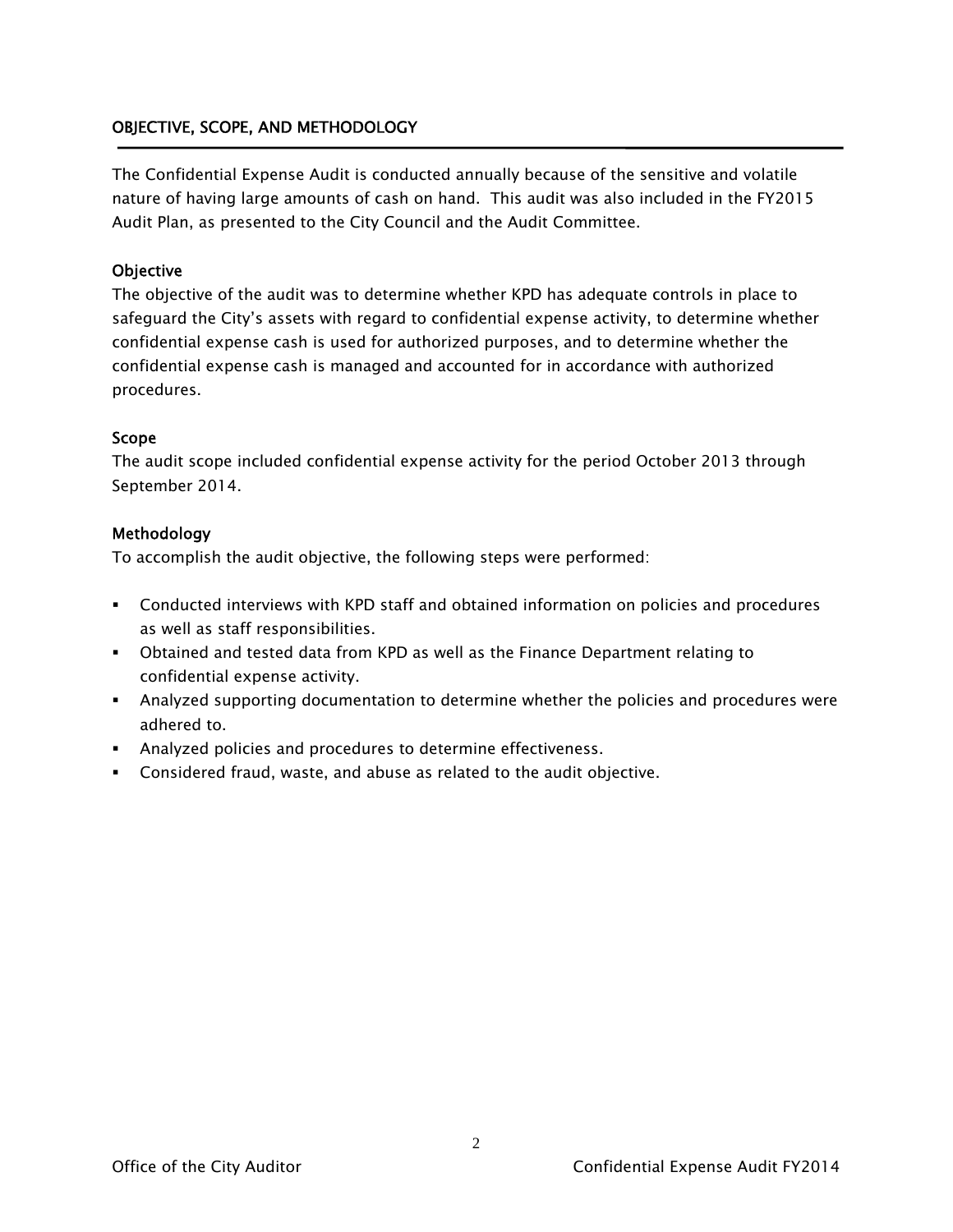## OBJECTIVE, SCOPE, AND METHODOLOGY

The Confidential Expense Audit is conducted annually because of the sensitive and volatile nature of having large amounts of cash on hand. This audit was also included in the FY2015 Audit Plan, as presented to the City Council and the Audit Committee.

### Objective

The objective of the audit was to determine whether KPD has adequate controls in place to safeguard the City's assets with regard to confidential expense activity, to determine whether confidential expense cash is used for authorized purposes, and to determine whether the confidential expense cash is managed and accounted for in accordance with authorized procedures.

### Scope

The audit scope included confidential expense activity for the period October 2013 through September 2014.

### Methodology

To accomplish the audit objective, the following steps were performed:

- Conducted interviews with KPD staff and obtained information on policies and procedures as well as staff responsibilities.
- Obtained and tested data from KPD as well as the Finance Department relating to confidential expense activity.
- Analyzed supporting documentation to determine whether the policies and procedures were adhered to.
- Analyzed policies and procedures to determine effectiveness.
- Considered fraud, waste, and abuse as related to the audit objective.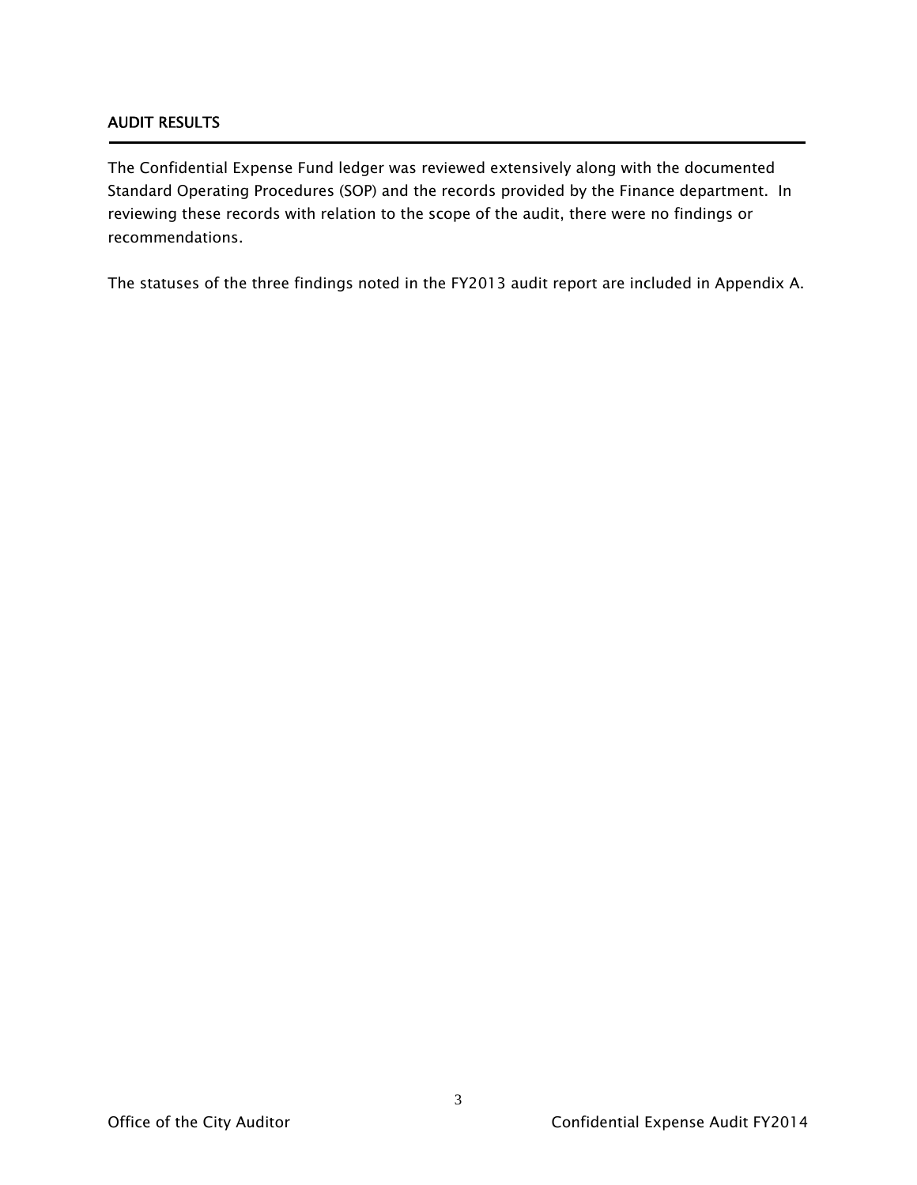## AUDIT RESULTS

The Confidential Expense Fund ledger was reviewed extensively along with the documented Standard Operating Procedures (SOP) and the records provided by the Finance department. In reviewing these records with relation to the scope of the audit, there were no findings or recommendations.

The statuses of the three findings noted in the FY2013 audit report are included in Appendix A.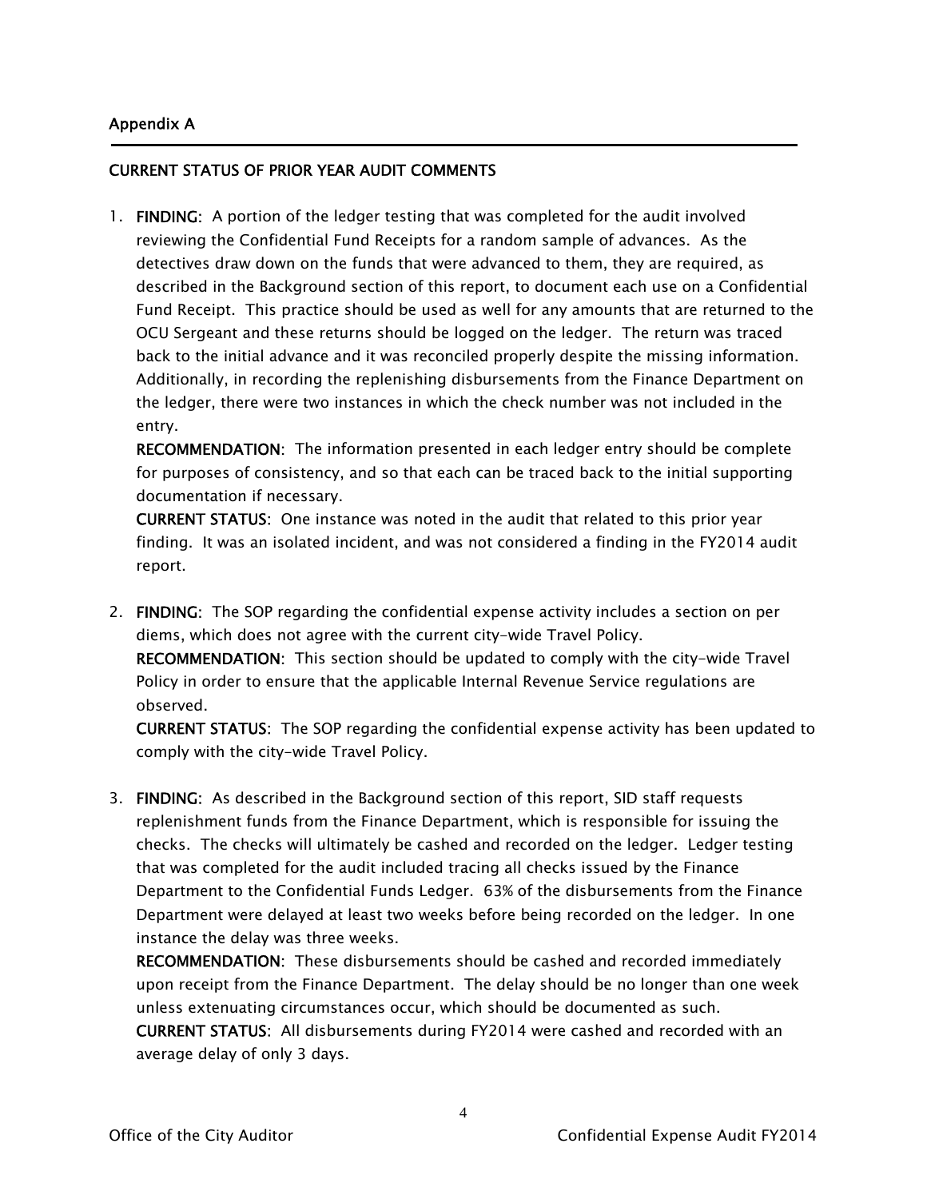## Appendix A

---

### CURRENT STATUS OF PRIOR YEAR AUDIT COMMENTS

1. **FINDING:** A portion of the ledger testing that was completed for the audit involved reviewing the Confidential Fund Receipts for a random sample of advances. As the detectives draw down on the funds that were advanced to them, they are required, as described in the Background section of this report, to document each use on a Confidential Fund Receipt. This practice should be used as well for any amounts that are returned to the OCU Sergeant and these returns should be logged on the ledger. The return was traced back to the initial advance and it was reconciled properly despite the missing information. Additionally, in recording the replenishing disbursements from the Finance Department on the ledger, there were two instances in which the check number was not included in the entry.
   **RECOMMENDATION:** The information presented in each ledger entry should be complete for purposes of consistency, and so that each can be traced back to the initial supporting documentation if necessary.
   **CURRENT STATUS:** One instance was noted in the audit that related to this prior year finding. It was an isolated incident, and was not considered a finding in the FY2014 audit report.

2. **FINDING:** The SOP regarding the confidential expense activity includes a section on per diems, which does not agree with the current city-wide Travel Policy.
   **RECOMMENDATION:** This section should be updated to comply with the city-wide Travel Policy in order to ensure that the applicable Internal Revenue Service regulations are observed.
   **CURRENT STATUS:** The SOP regarding the confidential expense activity has been updated to comply with the city-wide Travel Policy.

3. **FINDING:** As described in the Background section of this report, SID staff requests replenishment funds from the Finance Department, which is responsible for issuing the checks. The checks will ultimately be cashed and recorded on the ledger. Ledger testing that was completed for the audit included tracing all checks issued by the Finance Department to the Confidential Funds Ledger. 63% of the disbursements from the Finance Department were delayed at least two weeks before being recorded on the ledger. In one instance the delay was three weeks.
   **RECOMMENDATION:** These disbursements should be cashed and recorded immediately upon receipt from the Finance Department. The delay should be no longer than one week unless extenuating circumstances occur, which should be documented as such.
   **CURRENT STATUS:** All disbursements during FY2014 were cashed and recorded with an average delay of only 3 days.